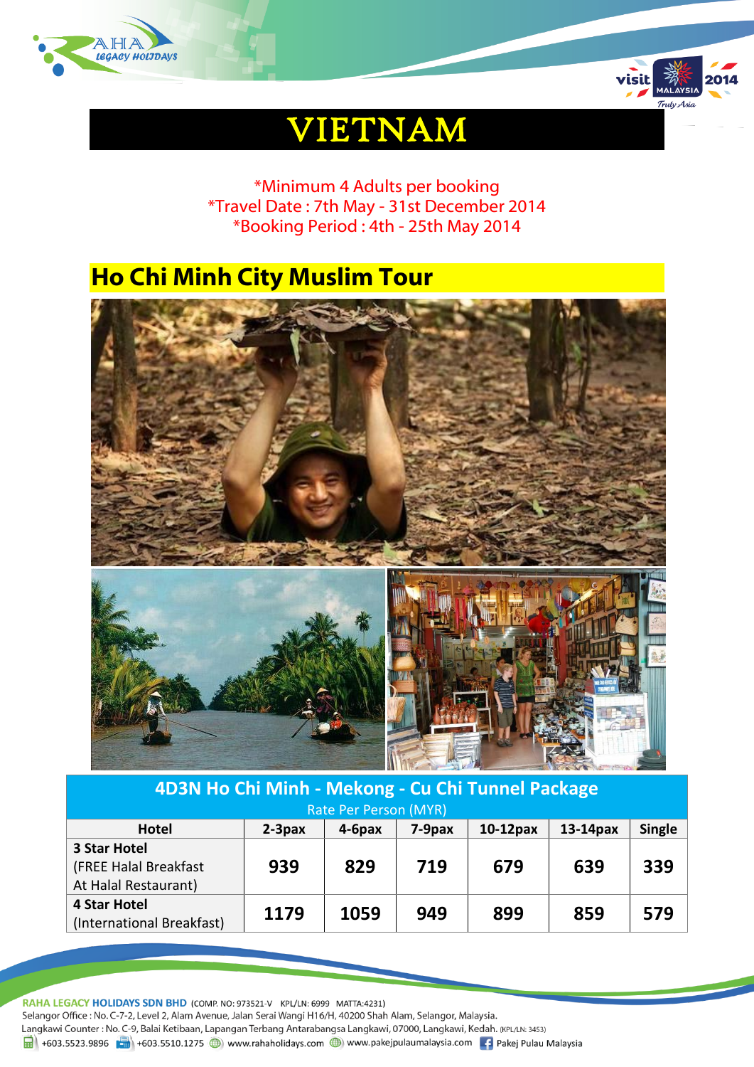# VIETNAM

*Minimum 4 Adults per booking
*Travel Date : 7th May - 31st December 2014
*Booking Period : 4th - 25th May 2014

## Ho Chi Minh City Muslim Tour

| 4D3N Ho Chi Minh - Mekong - Cu Chi Tunnel Package<br>Rate Per Person (MYR) | | | | | | |
|---|---|---|---|---|---|---|
| Hotel | 2-3pax | 4-6pax | 7-9pax | 10-12pax | 13-14pax | Single |
| 3 Star Hotel (FREE Halal Breakfast At Halal Restaurant) | 939 | 829 | 719 | 679 | 639 | 339 |
| 4 Star Hotel (International Breakfast) | 1179 | 1059 | 949 | 899 | 859 | 579 |

**RAHA LEGACY HOLIDAYS SDN BHD** (COMP. NO: 973521-V KPL/LN: 6999 MATTA:4231)
Selangor Office : No. C-7-2, Level 2, Alam Avenue, Jalan Serai Wangi H16/H, 40200 Shah Alam, Selangor, Malaysia.
Langkawi Counter : No. C-9, Balai Ketibaan, Lapangan Terbang Antarabangsa Langkawi, 07000, Langkawi, Kedah. (KPL/LN: 3453)
+603.5523.9896 +603.5510.1275 www.rahaholidays.com www.pakejpulaumalaysia.com Pakej Pulau Malaysia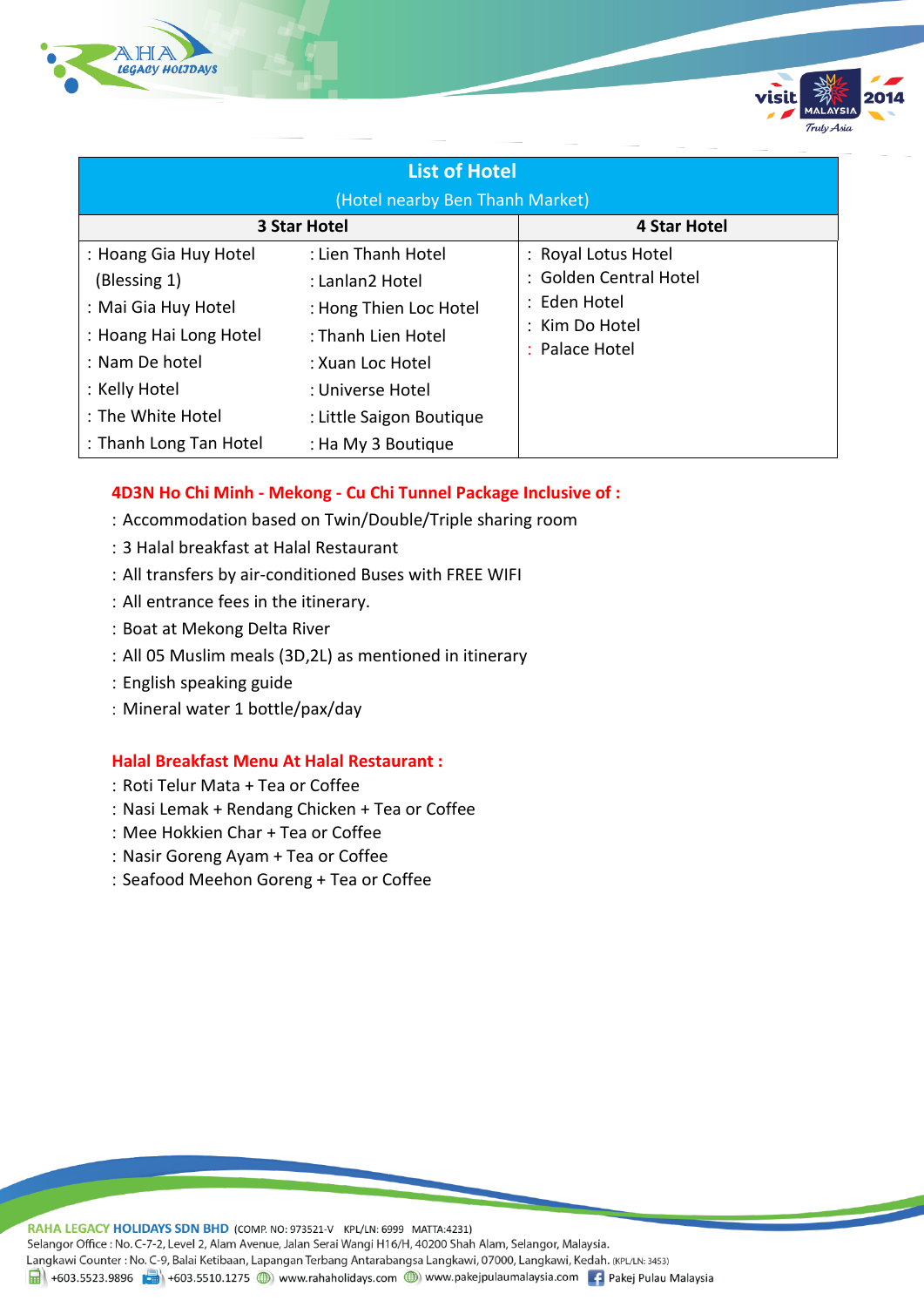| List of Hotel (Hotel nearby Ben Thanh Market) | | |
|---|---|---|
| **3 Star Hotel** | | **4 Star Hotel** |
| : Hoang Gia Huy Hotel (Blessing 1) | : Lien Thanh Hotel | : Royal Lotus Hotel |
| : Mai Gia Huy Hotel | : Lanlan2 Hotel | : Golden Central Hotel |
| : Hoang Hai Long Hotel | : Hong Thien Loc Hotel | : Eden Hotel |
| : Nam De hotel | : Thanh Lien Hotel | : Kim Do Hotel |
| : Kelly Hotel | : Xuan Loc Hotel | : Palace Hotel |
| : The White Hotel | : Universe Hotel | |
| : Thanh Long Tan Hotel | : Little Saigon Boutique | |
| | : Ha My 3 Boutique | |

**4D3N Ho Chi Minh - Mekong - Cu Chi Tunnel Package Inclusive of :**

: Accommodation based on Twin/Double/Triple sharing room
: 3 Halal breakfast at Halal Restaurant
: All transfers by air-conditioned Buses with FREE WIFI
: All entrance fees in the itinerary.
: Boat at Mekong Delta River
: All 05 Muslim meals (3D,2L) as mentioned in itinerary
: English speaking guide
: Mineral water 1 bottle/pax/day

**Halal Breakfast Menu At Halal Restaurant :**

: Roti Telur Mata + Tea or Coffee
: Nasi Lemak + Rendang Chicken + Tea or Coffee
: Mee Hokkien Char + Tea or Coffee
: Nasir Goreng Ayam + Tea or Coffee
: Seafood Meehon Goreng + Tea or Coffee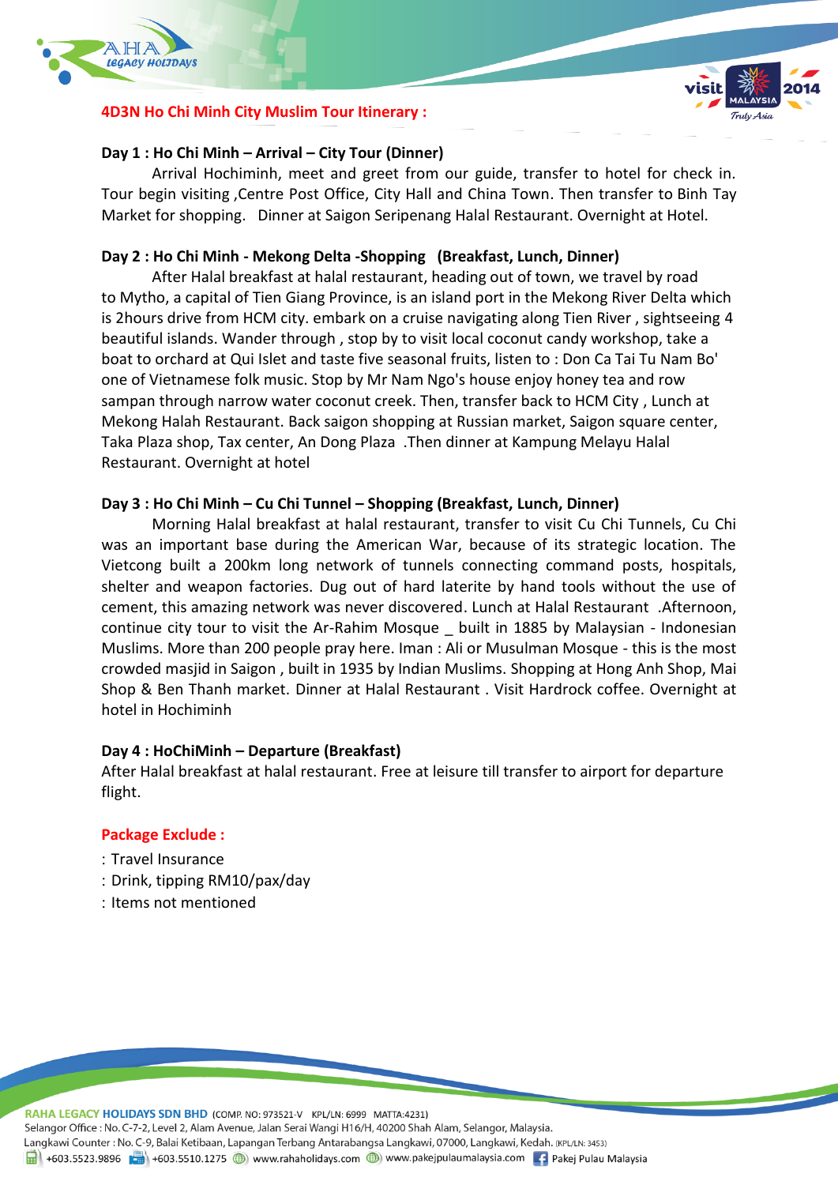## 4D3N Ho Chi Minh City Muslim Tour Itinerary :

**Day 1 : Ho Chi Minh – Arrival – City Tour (Dinner)**

Arrival Hochiminh, meet and greet from our guide, transfer to hotel for check in. Tour begin visiting ,Centre Post Office, City Hall and China Town. Then transfer to Binh Tay Market for shopping. Dinner at Saigon Seripenang Halal Restaurant. Overnight at Hotel.

**Day 2 : Ho Chi Minh - Mekong Delta -Shopping (Breakfast, Lunch, Dinner)**

After Halal breakfast at halal restaurant, heading out of town, we travel by road to Mytho, a capital of Tien Giang Province, is an island port in the Mekong River Delta which is 2hours drive from HCM city. embark on a cruise navigating along Tien River , sightseeing 4 beautiful islands. Wander through , stop by to visit local coconut candy workshop, take a boat to orchard at Qui Islet and taste five seasonal fruits, listen to : Don Ca Tai Tu Nam Bo' one of Vietnamese folk music. Stop by Mr Nam Ngo's house enjoy honey tea and row sampan through narrow water coconut creek. Then, transfer back to HCM City , Lunch at Mekong Halah Restaurant. Back saigon shopping at Russian market, Saigon square center, Taka Plaza shop, Tax center, An Dong Plaza .Then dinner at Kampung Melayu Halal Restaurant. Overnight at hotel

**Day 3 : Ho Chi Minh – Cu Chi Tunnel – Shopping (Breakfast, Lunch, Dinner)**

Morning Halal breakfast at halal restaurant, transfer to visit Cu Chi Tunnels, Cu Chi was an important base during the American War, because of its strategic location. The Vietcong built a 200km long network of tunnels connecting command posts, hospitals, shelter and weapon factories. Dug out of hard laterite by hand tools without the use of cement, this amazing network was never discovered. Lunch at Halal Restaurant .Afternoon, continue city tour to visit the Ar-Rahim Mosque _ built in 1885 by Malaysian - Indonesian Muslims. More than 200 people pray here. Iman : Ali or Musulman Mosque - this is the most crowded masjid in Saigon , built in 1935 by Indian Muslims. Shopping at Hong Anh Shop, Mai Shop & Ben Thanh market. Dinner at Halal Restaurant . Visit Hardrock coffee. Overnight at hotel in Hochiminh

**Day 4 : HoChiMinh – Departure (Breakfast)**

After Halal breakfast at halal restaurant. Free at leisure till transfer to airport for departure flight.

### Package Exclude :

: Travel Insurance
: Drink, tipping RM10/pax/day
: Items not mentioned

**RAHA LEGACY HOLIDAYS SDN BHD** (COMP. NO: 973521-V KPL/LN: 6999 MATTA:4231)
Selangor Office : No. C-7-2, Level 2, Alam Avenue, Jalan Serai Wangi H16/H, 40200 Shah Alam, Selangor, Malaysia.
Langkawi Counter : No. C-9, Balai Ketibaan, Lapangan Terbang Antarabangsa Langkawi, 07000, Langkawi, Kedah. (KPL/LN: 3453)
+603.5523.9896 +603.5510.1275 www.rahaholidays.com www.pakejpulaumalaysia.com Pakej Pulau Malaysia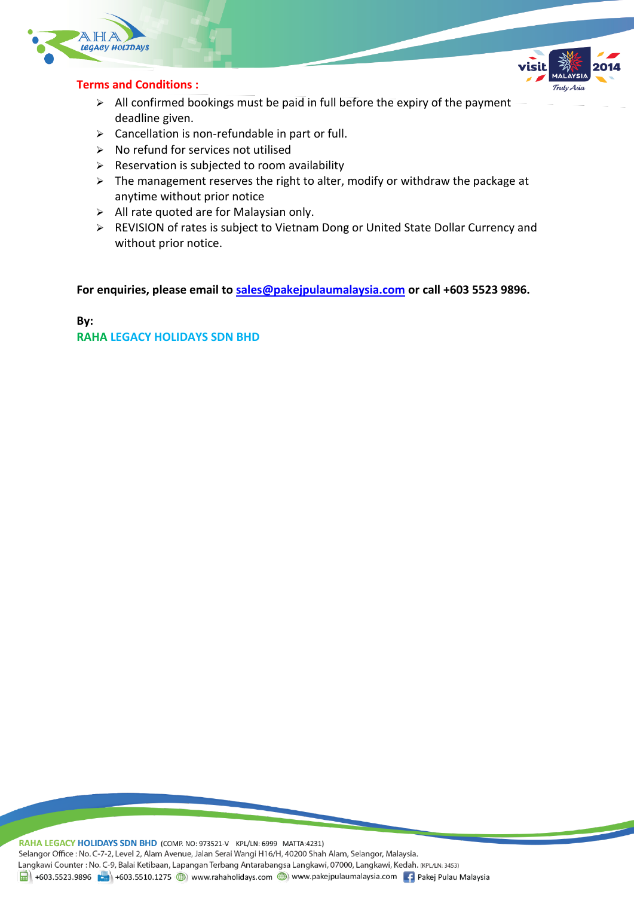**Terms and Conditions :**

- All confirmed bookings must be paid in full before the expiry of the payment deadline given.
- Cancellation is non-refundable in part or full.
- No refund for services not utilised
- Reservation is subjected to room availability
- The management reserves the right to alter, modify or withdraw the package at anytime without prior notice
- All rate quoted are for Malaysian only.
- REVISION of rates is subject to Vietnam Dong or United State Dollar Currency and without prior notice.

**For enquiries, please email to sales@pakejpulaumalaysia.com or call +603 5523 9896.**

**By:**
**RAHA LEGACY HOLIDAYS SDN BHD**